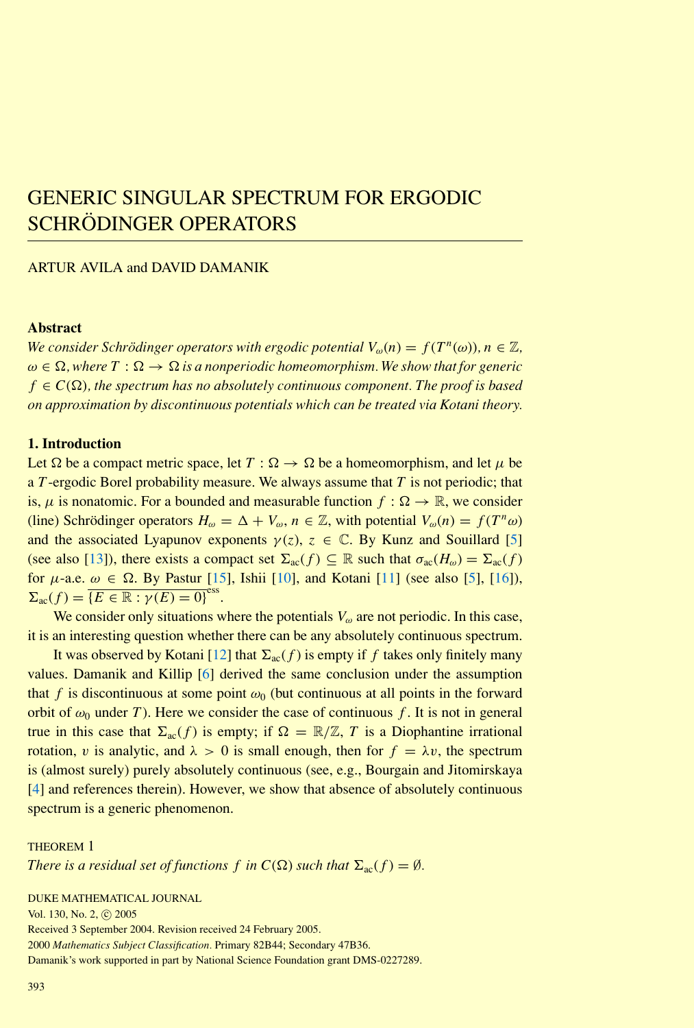# GENERIC SINGULAR SPECTRUM FOR ERGODIC SCHRÖDINGER OPERATORS

ARTUR AVILA and DAVID DAMANIK

### Abstract

*We consider Schrödinger operators with ergodic potential $V_\omega(n) = f(T^n(\omega))$, $n \in \mathbb{Z}$, $\omega \in \Omega$, where $T : \Omega \to \Omega$ is a nonperiodic homeomorphism. We show that for generic $f \in C(\Omega)$, the spectrum has no absolutely continuous component. The proof is based on approximation by discontinuous potentials which can be treated via Kotani theory.*

### 1. Introduction

Let $\Omega$ be a compact metric space, let $T : \Omega \to \Omega$ be a homeomorphism, and let $\mu$ be a $T$-ergodic Borel probability measure. We always assume that $T$ is not periodic; that is, $\mu$ is nonatomic. For a bounded and measurable function $f : \Omega \to \mathbb{R}$, we consider (line) Schrödinger operators $H_\omega = \Delta + V_\omega$, $n \in \mathbb{Z}$, with potential $V_\omega(n) = f(T^n\omega)$ and the associated Lyapunov exponents $\gamma(z)$, $z \in \mathbb{C}$. By Kunz and Souillard [5] (see also [13]), there exists a compact set $\Sigma_{\mathrm{ac}}(f) \subseteq \mathbb{R}$ such that $\sigma_{\mathrm{ac}}(H_\omega) = \Sigma_{\mathrm{ac}}(f)$ for $\mu$-a.e. $\omega \in \Omega$. By Pastur [15], Ishii [10], and Kotani [11] (see also [5], [16]), $\Sigma_{\mathrm{ac}}(f) = \overline{\{E \in \mathbb{R} : \gamma(E) = 0\}}^{\mathrm{ess}}$.

We consider only situations where the potentials $V_\omega$ are not periodic. In this case, it is an interesting question whether there can be any absolutely continuous spectrum.

It was observed by Kotani [12] that $\Sigma_{\mathrm{ac}}(f)$ is empty if $f$ takes only finitely many values. Damanik and Killip [6] derived the same conclusion under the assumption that $f$ is discontinuous at some point $\omega_0$ (but continuous at all points in the forward orbit of $\omega_0$ under $T$). Here we consider the case of continuous $f$. It is not in general true in this case that $\Sigma_{\mathrm{ac}}(f)$ is empty; if $\Omega = \mathbb{R}/\mathbb{Z}$, $T$ is a Diophantine irrational rotation, $v$ is analytic, and $\lambda > 0$ is small enough, then for $f = \lambda v$, the spectrum is (almost surely) purely absolutely continuous (see, e.g., Bourgain and Jitomirskaya [4] and references therein). However, we show that absence of absolutely continuous spectrum is a generic phenomenon.

THEOREM 1
*There is a residual set of functions $f$ in $C(\Omega)$ such that $\Sigma_{\mathrm{ac}}(f) = \emptyset$.*

DUKE MATHEMATICAL JOURNAL
Vol. 130, No. 2, © 2005
Received 3 September 2004. Revision received 24 February 2005.
2000 *Mathematics Subject Classification*. Primary 82B44; Secondary 47B36.
Damanik's work supported in part by National Science Foundation grant DMS-0227289.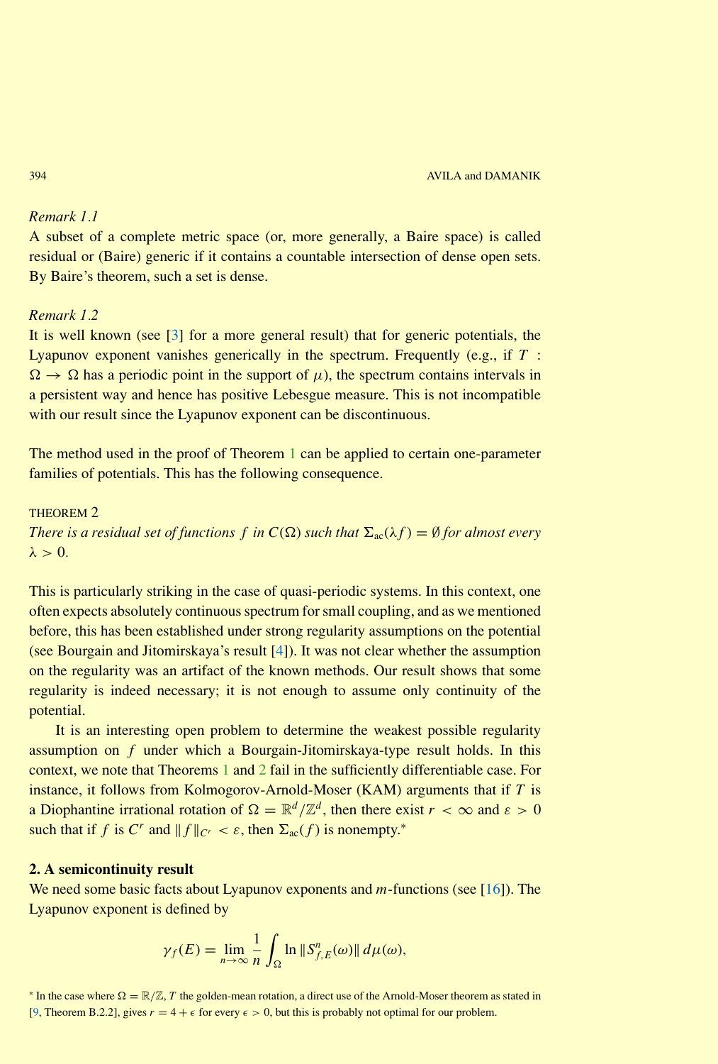*Remark 1.1*

A subset of a complete metric space (or, more generally, a Baire space) is called residual or (Baire) generic if it contains a countable intersection of dense open sets. By Baire's theorem, such a set is dense.

*Remark 1.2*

It is well known (see [3] for a more general result) that for generic potentials, the Lyapunov exponent vanishes generically in the spectrum. Frequently (e.g., if $T : \Omega \to \Omega$ has a periodic point in the support of $\mu$), the spectrum contains intervals in a persistent way and hence has positive Lebesgue measure. This is not incompatible with our result since the Lyapunov exponent can be discontinuous.

The method used in the proof of Theorem 1 can be applied to certain one-parameter families of potentials. This has the following consequence.

THEOREM 2

*There is a residual set of functions $f$ in $C(\Omega)$ such that $\Sigma_{\mathrm{ac}}(\lambda f) = \emptyset$ for almost every $\lambda > 0$.*

This is particularly striking in the case of quasi-periodic systems. In this context, one often expects absolutely continuous spectrum for small coupling, and as we mentioned before, this has been established under strong regularity assumptions on the potential (see Bourgain and Jitomirskaya's result [4]). It was not clear whether the assumption on the regularity was an artifact of the known methods. Our result shows that some regularity is indeed necessary; it is not enough to assume only continuity of the potential.

It is an interesting open problem to determine the weakest possible regularity assumption on $f$ under which a Bourgain-Jitomirskaya-type result holds. In this context, we note that Theorems 1 and 2 fail in the sufficiently differentiable case. For instance, it follows from Kolmogorov-Arnold-Moser (KAM) arguments that if $T$ is a Diophantine irrational rotation of $\Omega = \mathbb{R}^d/\mathbb{Z}^d$, then there exist $r < \infty$ and $\varepsilon > 0$ such that if $f$ is $C^r$ and $\|f\|_{C^r} < \varepsilon$, then $\Sigma_{\mathrm{ac}}(f)$ is nonempty.*

## 2. A semicontinuity result

We need some basic facts about Lyapunov exponents and $m$-functions (see [16]). The Lyapunov exponent is defined by

$$\gamma_f(E) = \lim_{n \to \infty} \frac{1}{n} \int_\Omega \ln \|S^n_{f,E}(\omega)\| \, d\mu(\omega),$$

* In the case where $\Omega = \mathbb{R}/\mathbb{Z}$, $T$ the golden-mean rotation, a direct use of the Arnold-Moser theorem as stated in [9, Theorem B.2.2], gives $r = 4 + \epsilon$ for every $\epsilon > 0$, but this is probably not optimal for our problem.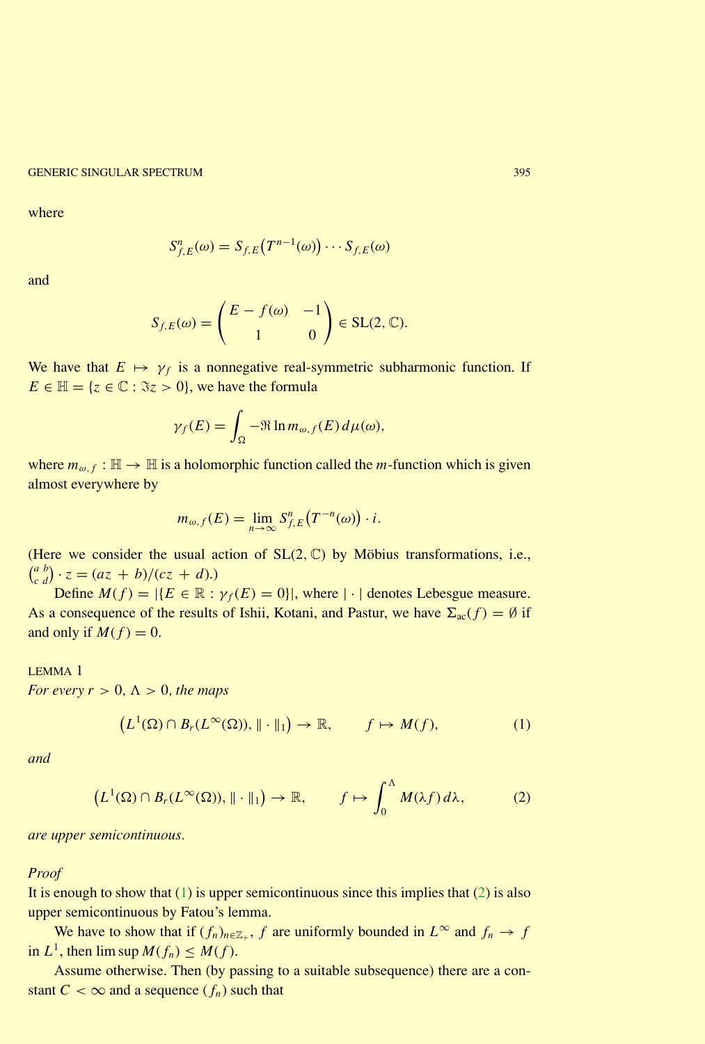where

$$S^n_{f,E}(\omega) = S_{f,E}\big(T^{n-1}(\omega)\big) \cdots S_{f,E}(\omega)$$

and

$$S_{f,E}(\omega) = \begin{pmatrix} E - f(\omega) & -1 \\ 1 & 0 \end{pmatrix} \in \mathrm{SL}(2, \mathbb{C}).$$

We have that $E \mapsto \gamma_f$ is a nonnegative real-symmetric subharmonic function. If $E \in \mathbb{H} = \{z \in \mathbb{C} : \Im z > 0\}$, we have the formula

$$\gamma_f(E) = \int_\Omega -\Re \ln m_{\omega,f}(E)\, d\mu(\omega),$$

where $m_{\omega,f} : \mathbb{H} \to \mathbb{H}$ is a holomorphic function called the $m$-function which is given almost everywhere by

$$m_{\omega,f}(E) = \lim_{n\to\infty} S^n_{f,E}\big(T^{-n}(\omega)\big) \cdot i.$$

(Here we consider the usual action of $\mathrm{SL}(2,\mathbb{C})$ by Möbius transformations, i.e., $\left(\begin{smallmatrix} a & b \\ c & d \end{smallmatrix}\right) \cdot z = (az + b)/(cz + d)$.)

Define $M(f) = |\{E \in \mathbb{R} : \gamma_f(E) = 0\}|$, where $|\cdot|$ denotes Lebesgue measure. As a consequence of the results of Ishii, Kotani, and Pastur, we have $\Sigma_{\mathrm{ac}}(f) = \emptyset$ if and only if $M(f) = 0$.

LEMMA 1

*For every $r > 0$, $\Lambda > 0$, the maps*

$$\big(L^1(\Omega) \cap B_r(L^\infty(\Omega)), \|\cdot\|_1\big) \to \mathbb{R}, \qquad f \mapsto M(f), \tag{1}$$

*and*

$$\big(L^1(\Omega) \cap B_r(L^\infty(\Omega)), \|\cdot\|_1\big) \to \mathbb{R}, \qquad f \mapsto \int_0^\Lambda M(\lambda f)\, d\lambda, \tag{2}$$

*are upper semicontinuous.*

*Proof*

It is enough to show that (1) is upper semicontinuous since this implies that (2) is also upper semicontinuous by Fatou's lemma.

We have to show that if $(f_n)_{n\in\mathbb{Z}_+}$, $f$ are uniformly bounded in $L^\infty$ and $f_n \to f$ in $L^1$, then $\limsup M(f_n) \leq M(f)$.

Assume otherwise. Then (by passing to a suitable subsequence) there are a constant $C < \infty$ and a sequence $(f_n)$ such that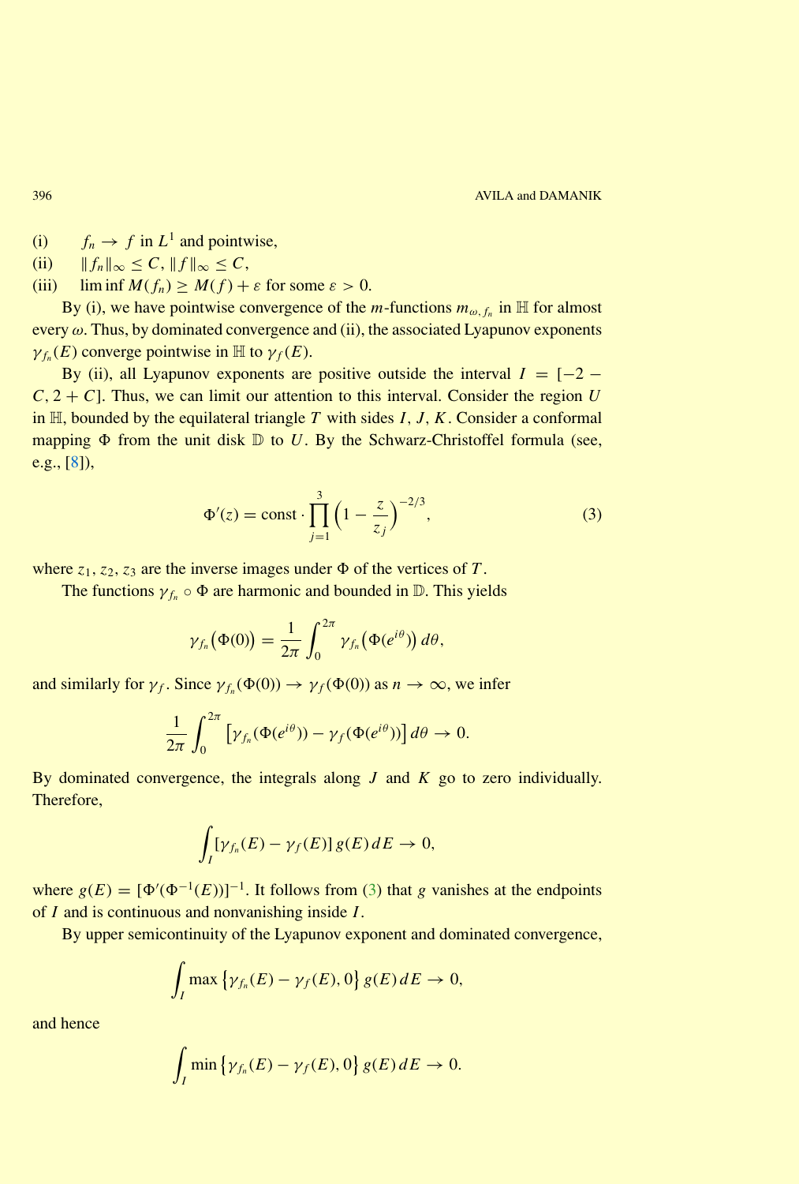(i) $\quad f_n \to f$ in $L^1$ and pointwise,

(ii) $\quad \|f_n\|_\infty \le C$, $\|f\|_\infty \le C$,

(iii) $\quad \liminf M(f_n) \ge M(f) + \varepsilon$ for some $\varepsilon > 0$.

By (i), we have pointwise convergence of the $m$-functions $m_{\omega, f_n}$ in $\mathbb{H}$ for almost every $\omega$. Thus, by dominated convergence and (ii), the associated Lyapunov exponents $\gamma_{f_n}(E)$ converge pointwise in $\mathbb{H}$ to $\gamma_f(E)$.

By (ii), all Lyapunov exponents are positive outside the interval $I = [-2 - C, 2 + C]$. Thus, we can limit our attention to this interval. Consider the region $U$ in $\mathbb{H}$, bounded by the equilateral triangle $T$ with sides $I$, $J$, $K$. Consider a conformal mapping $\Phi$ from the unit disk $\mathbb{D}$ to $U$. By the Schwarz-Christoffel formula (see, e.g., [8]),

$$\Phi'(z) = \text{const} \cdot \prod_{j=1}^{3} \Big(1 - \frac{z}{z_j}\Big)^{-2/3}, \tag{3}$$

where $z_1, z_2, z_3$ are the inverse images under $\Phi$ of the vertices of $T$.

The functions $\gamma_{f_n} \circ \Phi$ are harmonic and bounded in $\mathbb{D}$. This yields

$$\gamma_{f_n}\big(\Phi(0)\big) = \frac{1}{2\pi} \int_0^{2\pi} \gamma_{f_n}\big(\Phi(e^{i\theta})\big)\, d\theta,$$

and similarly for $\gamma_f$. Since $\gamma_{f_n}(\Phi(0)) \to \gamma_f(\Phi(0))$ as $n \to \infty$, we infer

$$\frac{1}{2\pi} \int_0^{2\pi} \big[\gamma_{f_n}(\Phi(e^{i\theta})) - \gamma_f(\Phi(e^{i\theta}))\big]\, d\theta \to 0.$$

By dominated convergence, the integrals along $J$ and $K$ go to zero individually. Therefore,

$$\int_I [\gamma_{f_n}(E) - \gamma_f(E)]\, g(E)\, dE \to 0,$$

where $g(E) = [\Phi'(\Phi^{-1}(E))]^{-1}$. It follows from (3) that $g$ vanishes at the endpoints of $I$ and is continuous and nonvanishing inside $I$.

By upper semicontinuity of the Lyapunov exponent and dominated convergence,

$$\int_I \max\big\{\gamma_{f_n}(E) - \gamma_f(E), 0\big\}\, g(E)\, dE \to 0,$$

and hence

$$\int_I \min\big\{\gamma_{f_n}(E) - \gamma_f(E), 0\big\}\, g(E)\, dE \to 0.$$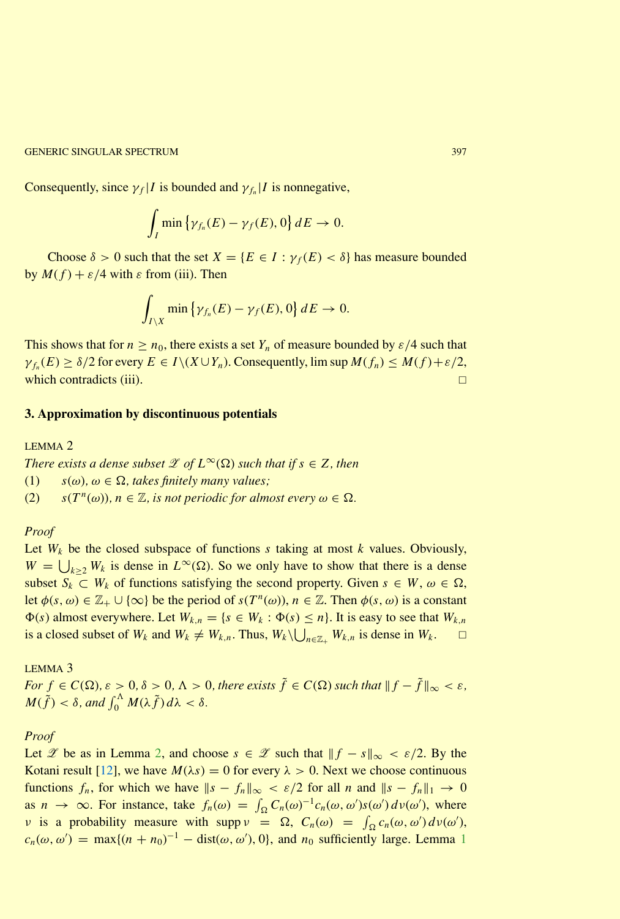Consequently, since $\gamma_f|I$ is bounded and $\gamma_{f_n}|I$ is nonnegative,

$$\int_I \min\left\{\gamma_{f_n}(E) - \gamma_f(E), 0\right\} dE \to 0.$$

Choose $\delta > 0$ such that the set $X = \{E \in I : \gamma_f(E) < \delta\}$ has measure bounded by $M(f) + \varepsilon/4$ with $\varepsilon$ from (iii). Then

$$\int_{I\setminus X} \min\left\{\gamma_{f_n}(E) - \gamma_f(E), 0\right\} dE \to 0.$$

This shows that for $n \geq n_0$, there exists a set $Y_n$ of measure bounded by $\varepsilon/4$ such that $\gamma_{f_n}(E) \geq \delta/2$ for every $E \in I\setminus(X \cup Y_n)$. Consequently, $\limsup M(f_n) \leq M(f) + \varepsilon/2$, which contradicts (iii). □

## 3. Approximation by discontinuous potentials

LEMMA 2

*There exists a dense subset $\mathscr{Z}$ of $L^\infty(\Omega)$ such that if $s \in Z$, then*

(1) $s(\omega)$, $\omega \in \Omega$, *takes finitely many values;*

(2) $s(T^n(\omega))$, $n \in \mathbb{Z}$, *is not periodic for almost every $\omega \in \Omega$.*

*Proof*

Let $W_k$ be the closed subspace of functions $s$ taking at most $k$ values. Obviously, $W = \bigcup_{k\geq 2} W_k$ is dense in $L^\infty(\Omega)$. So we only have to show that there is a dense subset $S_k \subset W_k$ of functions satisfying the second property. Given $s \in W$, $\omega \in \Omega$, let $\phi(s, \omega) \in \mathbb{Z}_+ \cup \{\infty\}$ be the period of $s(T^n(\omega))$, $n \in \mathbb{Z}$. Then $\phi(s, \omega)$ is a constant $\Phi(s)$ almost everywhere. Let $W_{k,n} = \{s \in W_k : \Phi(s) \leq n\}$. It is easy to see that $W_{k,n}$ is a closed subset of $W_k$ and $W_k \neq W_{k,n}$. Thus, $W_k\setminus\bigcup_{n\in\mathbb{Z}_+} W_{k,n}$ is dense in $W_k$. □

LEMMA 3

*For $f \in C(\Omega)$, $\varepsilon > 0$, $\delta > 0$, $\Lambda > 0$, there exists $\tilde{f} \in C(\Omega)$ such that $\|f - \tilde{f}\|_\infty < \varepsilon$, $M(\tilde{f}) < \delta$, and $\int_0^\Lambda M(\lambda \tilde{f})\, d\lambda < \delta$.*

*Proof*

Let $\mathscr{Z}$ be as in Lemma 2, and choose $s \in \mathscr{Z}$ such that $\|f - s\|_\infty < \varepsilon/2$. By the Kotani result [12], we have $M(\lambda s) = 0$ for every $\lambda > 0$. Next we choose continuous functions $f_n$, for which we have $\|s - f_n\|_\infty < \varepsilon/2$ for all $n$ and $\|s - f_n\|_1 \to 0$ as $n \to \infty$. For instance, take $f_n(\omega) = \int_\Omega C_n(\omega)^{-1} c_n(\omega, \omega') s(\omega')\, d\nu(\omega')$, where $\nu$ is a probability measure with $\operatorname{supp} \nu = \Omega$, $C_n(\omega) = \int_\Omega c_n(\omega, \omega')\, d\nu(\omega')$, $c_n(\omega, \omega') = \max\{(n + n_0)^{-1} - \operatorname{dist}(\omega, \omega'), 0\}$, and $n_0$ sufficiently large. Lemma 1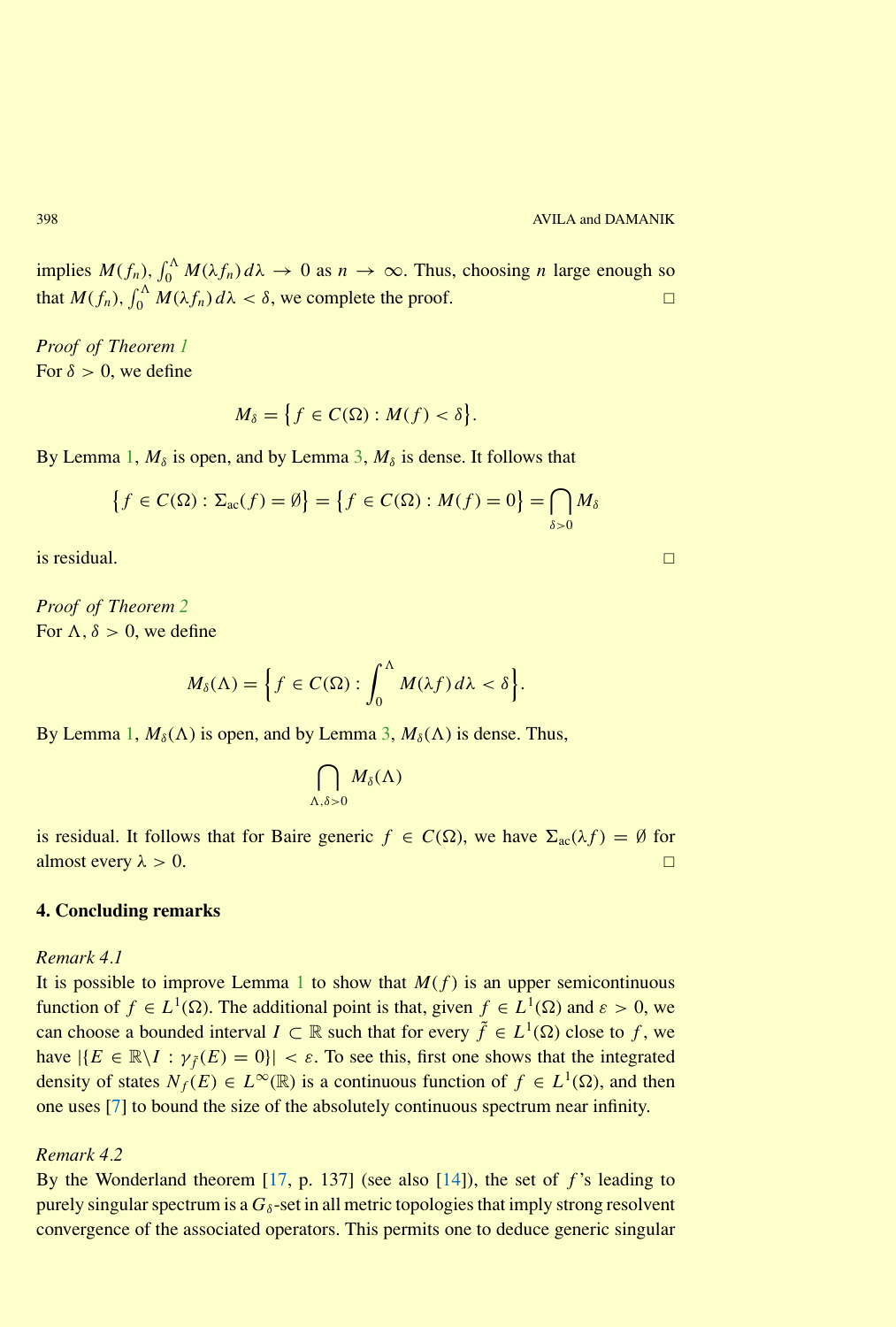implies $M(f_n), \int_0^\Lambda M(\lambda f_n)\, d\lambda \to 0$ as $n \to \infty$. Thus, choosing $n$ large enough so that $M(f_n), \int_0^\Lambda M(\lambda f_n)\, d\lambda < \delta$, we complete the proof. □

*Proof of Theorem 1*
For $\delta > 0$, we define

$$M_\delta = \big\{ f \in C(\Omega) : M(f) < \delta \big\}.$$

By Lemma 1, $M_\delta$ is open, and by Lemma 3, $M_\delta$ is dense. It follows that

$$\big\{ f \in C(\Omega) : \Sigma_{\mathrm{ac}}(f) = \emptyset \big\} = \big\{ f \in C(\Omega) : M(f) = 0 \big\} = \bigcap_{\delta > 0} M_\delta$$

is residual. □

*Proof of Theorem 2*
For $\Lambda, \delta > 0$, we define

$$M_\delta(\Lambda) = \Big\{ f \in C(\Omega) : \int_0^\Lambda M(\lambda f)\, d\lambda < \delta \Big\}.$$

By Lemma 1, $M_\delta(\Lambda)$ is open, and by Lemma 3, $M_\delta(\Lambda)$ is dense. Thus,

$$\bigcap_{\Lambda, \delta > 0} M_\delta(\Lambda)$$

is residual. It follows that for Baire generic $f \in C(\Omega)$, we have $\Sigma_{\mathrm{ac}}(\lambda f) = \emptyset$ for almost every $\lambda > 0$. □

## 4. Concluding remarks

*Remark 4.1*
It is possible to improve Lemma 1 to show that $M(f)$ is an upper semicontinuous function of $f \in L^1(\Omega)$. The additional point is that, given $f \in L^1(\Omega)$ and $\varepsilon > 0$, we can choose a bounded interval $I \subset \mathbb{R}$ such that for every $\tilde{f} \in L^1(\Omega)$ close to $f$, we have $|\{E \in \mathbb{R} \backslash I : \gamma_{\tilde{f}}(E) = 0\}| < \varepsilon$. To see this, first one shows that the integrated density of states $N_f(E) \in L^\infty(\mathbb{R})$ is a continuous function of $f \in L^1(\Omega)$, and then one uses [7] to bound the size of the absolutely continuous spectrum near infinity.

*Remark 4.2*
By the Wonderland theorem [17, p. 137] (see also [14]), the set of $f$'s leading to purely singular spectrum is a $G_\delta$-set in all metric topologies that imply strong resolvent convergence of the associated operators. This permits one to deduce generic singular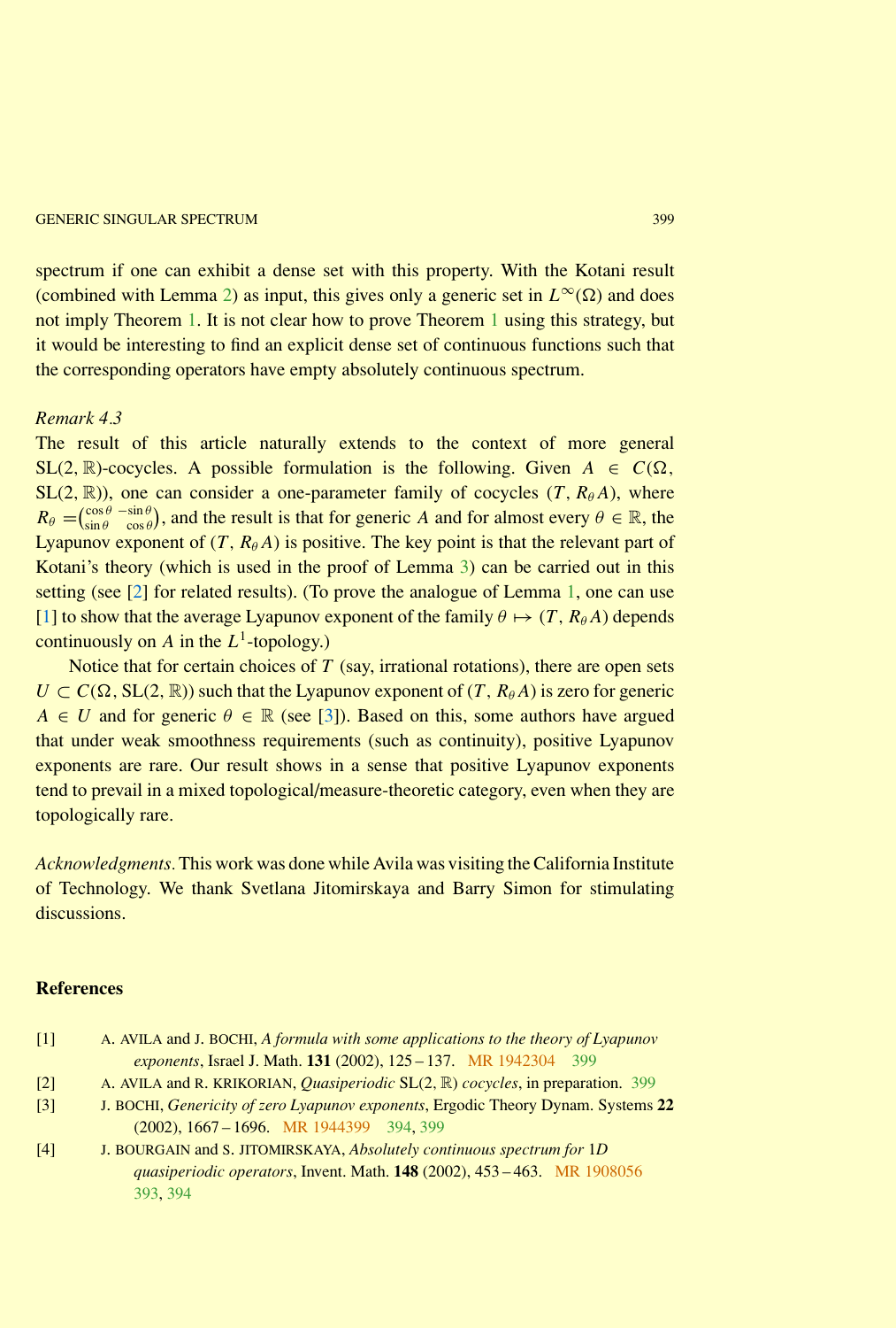spectrum if one can exhibit a dense set with this property. With the Kotani result (combined with Lemma 2) as input, this gives only a generic set in $L^\infty(\Omega)$ and does not imply Theorem 1. It is not clear how to prove Theorem 1 using this strategy, but it would be interesting to find an explicit dense set of continuous functions such that the corresponding operators have empty absolutely continuous spectrum.

*Remark 4.3*
The result of this article naturally extends to the context of more general $\mathrm{SL}(2,\mathbb{R})$-cocycles. A possible formulation is the following. Given $A \in C(\Omega, \mathrm{SL}(2,\mathbb{R}))$, one can consider a one-parameter family of cocycles $(T, R_\theta A)$, where $R_\theta = \begin{pmatrix} \cos\theta & -\sin\theta \\ \sin\theta & \cos\theta \end{pmatrix}$, and the result is that for generic $A$ and for almost every $\theta \in \mathbb{R}$, the Lyapunov exponent of $(T, R_\theta A)$ is positive. The key point is that the relevant part of Kotani's theory (which is used in the proof of Lemma 3) can be carried out in this setting (see [2] for related results). (To prove the analogue of Lemma 1, one can use [1] to show that the average Lyapunov exponent of the family $\theta \mapsto (T, R_\theta A)$ depends continuously on $A$ in the $L^1$-topology.)

Notice that for certain choices of $T$ (say, irrational rotations), there are open sets $U \subset C(\Omega, \mathrm{SL}(2,\mathbb{R}))$ such that the Lyapunov exponent of $(T, R_\theta A)$ is zero for generic $A \in U$ and for generic $\theta \in \mathbb{R}$ (see [3]). Based on this, some authors have argued that under weak smoothness requirements (such as continuity), positive Lyapunov exponents are rare. Our result shows in a sense that positive Lyapunov exponents tend to prevail in a mixed topological/measure-theoretic category, even when they are topologically rare.

*Acknowledgments.* This work was done while Avila was visiting the California Institute of Technology. We thank Svetlana Jitomirskaya and Barry Simon for stimulating discussions.

## References

[1] A. Avila and J. Bochi, *A formula with some applications to the theory of Lyapunov exponents*, Israel J. Math. **131** (2002), 125–137. MR 1942304 399

[2] A. Avila and R. Krikorian, *Quasiperiodic* $\mathrm{SL}(2,\mathbb{R})$ *cocycles*, in preparation. 399

[3] J. Bochi, *Genericity of zero Lyapunov exponents*, Ergodic Theory Dynam. Systems **22** (2002), 1667–1696. MR 1944399 394, 399

[4] J. Bourgain and S. Jitomirskaya, *Absolutely continuous spectrum for* 1*D quasiperiodic operators*, Invent. Math. **148** (2002), 453–463. MR 1908056 393, 394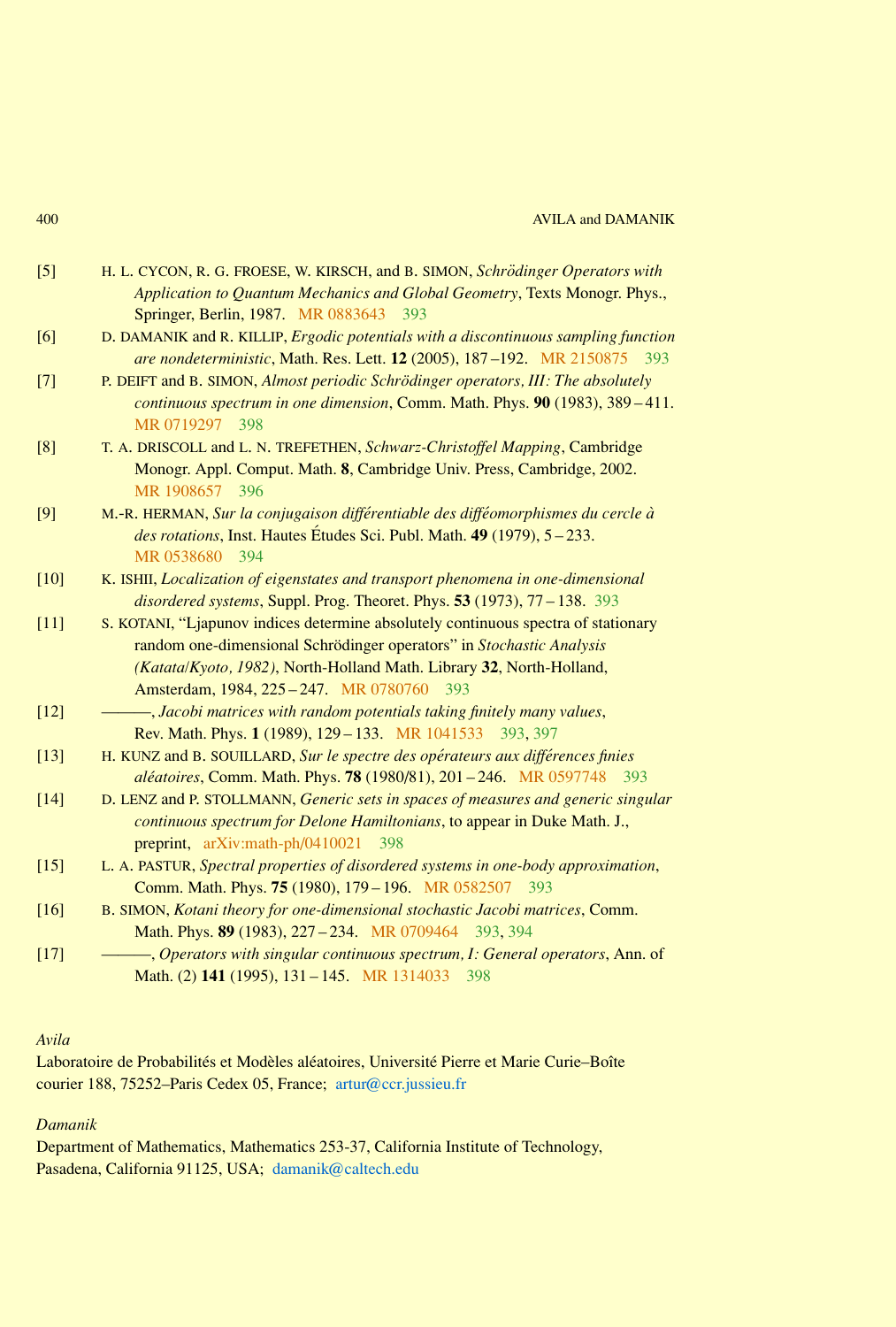[5] H. L. CYCON, R. G. FROESE, W. KIRSCH, and B. SIMON, *Schrödinger Operators with Application to Quantum Mechanics and Global Geometry*, Texts Monogr. Phys., Springer, Berlin, 1987. MR 0883643 393

[6] D. DAMANIK and R. KILLIP, *Ergodic potentials with a discontinuous sampling function are nondeterministic*, Math. Res. Lett. **12** (2005), 187–192. MR 2150875 393

[7] P. DEIFT and B. SIMON, *Almost periodic Schrödinger operators, III: The absolutely continuous spectrum in one dimension*, Comm. Math. Phys. **90** (1983), 389–411. MR 0719297 398

[8] T. A. DRISCOLL and L. N. TREFETHEN, *Schwarz-Christoffel Mapping*, Cambridge Monogr. Appl. Comput. Math. **8**, Cambridge Univ. Press, Cambridge, 2002. MR 1908657 396

[9] M.-R. HERMAN, *Sur la conjugaison différentiable des difféomorphismes du cercle à des rotations*, Inst. Hautes Études Sci. Publ. Math. **49** (1979), 5–233. MR 0538680 394

[10] K. ISHII, *Localization of eigenstates and transport phenomena in one-dimensional disordered systems*, Suppl. Prog. Theoret. Phys. **53** (1973), 77–138. 393

[11] S. KOTANI, "Ljapunov indices determine absolutely continuous spectra of stationary random one-dimensional Schrödinger operators" in *Stochastic Analysis (Katata/Kyoto, 1982)*, North-Holland Math. Library **32**, North-Holland, Amsterdam, 1984, 225–247. MR 0780760 393

[12] ———, *Jacobi matrices with random potentials taking finitely many values*, Rev. Math. Phys. **1** (1989), 129–133. MR 1041533 393, 397

[13] H. KUNZ and B. SOUILLARD, *Sur le spectre des opérateurs aux différences finies aléatoires*, Comm. Math. Phys. **78** (1980/81), 201–246. MR 0597748 393

[14] D. LENZ and P. STOLLMANN, *Generic sets in spaces of measures and generic singular continuous spectrum for Delone Hamiltonians*, to appear in Duke Math. J., preprint, arXiv:math-ph/0410021 398

[15] L. A. PASTUR, *Spectral properties of disordered systems in one-body approximation*, Comm. Math. Phys. **75** (1980), 179–196. MR 0582507 393

[16] B. SIMON, *Kotani theory for one-dimensional stochastic Jacobi matrices*, Comm. Math. Phys. **89** (1983), 227–234. MR 0709464 393, 394

[17] ———, *Operators with singular continuous spectrum, I: General operators*, Ann. of Math. (2) **141** (1995), 131–145. MR 1314033 398

*Avila*

Laboratoire de Probabilités et Modèles aléatoires, Université Pierre et Marie Curie–Boîte courier 188, 75252–Paris Cedex 05, France; artur@ccr.jussieu.fr

*Damanik*

Department of Mathematics, Mathematics 253-37, California Institute of Technology, Pasadena, California 91125, USA; damanik@caltech.edu